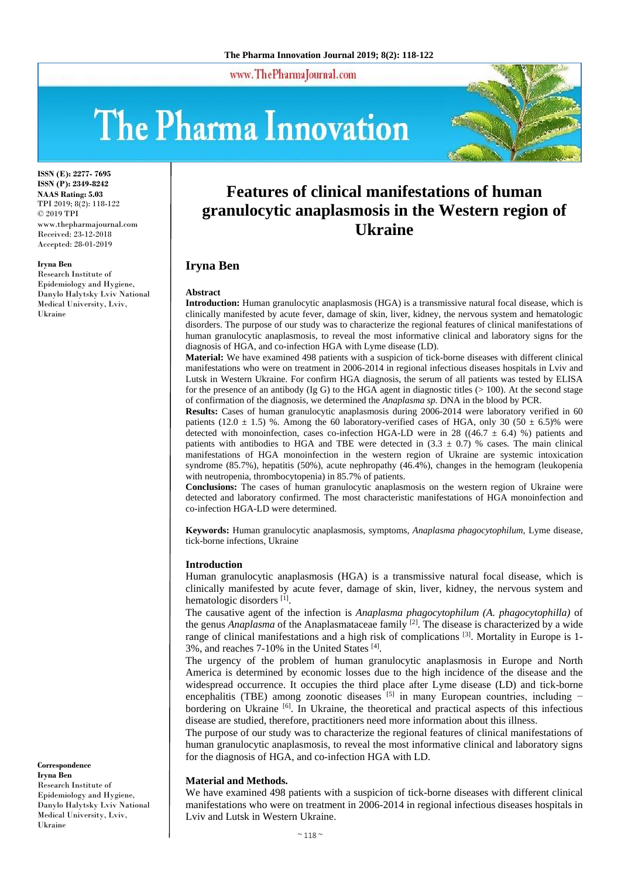# Features of clinical manifestations of human granulocytic anaplasmosis in the Western region of Ukraine

**ISSN (E): 2277- 7695**
**ISSN (P): 2349-8242**
**NAAS Rating: 5.03**
TPI 2019; 8(2): 118-122
© 2019 TPI
www.thepharmajournal.com
Received: 23-12-2018
Accepted: 28-01-2019

**Iryna Ben**
Research Institute of Epidemiology and Hygiene, Danylo Halytsky Lviv National Medical University, Lviv, Ukraine

**Correspondence**
**Iryna Ben**
Research Institute of Epidemiology and Hygiene, Danylo Halytsky Lviv National Medical University, Lviv, Ukraine

## Iryna Ben

### Abstract

**Introduction:** Human granulocytic anaplasmosis (HGA) is a transmissive natural focal disease, which is clinically manifested by acute fever, damage of skin, liver, kidney, the nervous system and hematologic disorders. The purpose of our study was to characterize the regional features of clinical manifestations of human granulocytic anaplasmosis, to reveal the most informative clinical and laboratory signs for the diagnosis of HGA, and co-infection HGA with Lyme disease (LD).

**Material:** We have examined 498 patients with a suspicion of tick-borne diseases with different clinical manifestations who were on treatment in 2006-2014 in regional infectious diseases hospitals in Lviv and Lutsk in Western Ukraine. For confirm HGA diagnosis, the serum of all patients was tested by ELISA for the presence of an antibody (Ig G) to the HGA agent in diagnostic titles (> 100). At the second stage of confirmation of the diagnosis, we determined the *Anaplasma sp.* DNA in the blood by PCR.

**Results:** Cases of human granulocytic anaplasmosis during 2006-2014 were laboratory verified in 60 patients ($12.0 \pm 1.5$) %. Among the 60 laboratory-verified cases of HGA, only 30 ($50 \pm 6.5$)% were detected with monoinfection, cases co-infection HGA-LD were in 28 (($46.7 \pm 6.4$) %) patients and patients with antibodies to HGA and TBE were detected in ($3.3 \pm 0.7$) % cases. The main clinical manifestations of HGA monoinfection in the western region of Ukraine are systemic intoxication syndrome (85.7%), hepatitis (50%), acute nephropathy (46.4%), changes in the hemogram (leukopenia with neutropenia, thrombocytopenia) in 85.7% of patients.

**Conclusions:** The cases of human granulocytic anaplasmosis on the western region of Ukraine were detected and laboratory confirmed. The most characteristic manifestations of HGA monoinfection and co-infection HGA-LD were determined.

**Keywords:** Human granulocytic anaplasmosis, symptoms, *Anaplasma phagocytophilum,* Lyme disease, tick-borne infections, Ukraine

### Introduction

Human granulocytic anaplasmosis (HGA) is a transmissive natural focal disease, which is clinically manifested by acute fever, damage of skin, liver, kidney, the nervous system and hematologic disorders [1].

The causative agent of the infection is *Anaplasma phagocytophilum (A. phagocytophilla)* of the genus *Anaplasma* of the Anaplasmataceae family [2]. The disease is characterized by a wide range of clinical manifestations and a high risk of complications [3]. Mortality in Europe is 1-3%, and reaches 7-10% in the United States [4].

The urgency of the problem of human granulocytic anaplasmosis in Europe and North America is determined by economic losses due to the high incidence of the disease and the widespread occurrence. It occupies the third place after Lyme disease (LD) and tick-borne encephalitis (TBE) among zoonotic diseases [5] in many European countries, including − bordering on Ukraine [6]. In Ukraine, the theoretical and practical aspects of this infectious disease are studied, therefore, practitioners need more information about this illness.

The purpose of our study was to characterize the regional features of clinical manifestations of human granulocytic anaplasmosis, to reveal the most informative clinical and laboratory signs for the diagnosis of HGA, and co-infection HGA with LD.

### Material and Methods.

We have examined 498 patients with a suspicion of tick-borne diseases with different clinical manifestations who were on treatment in 2006-2014 in regional infectious diseases hospitals in Lviv and Lutsk in Western Ukraine.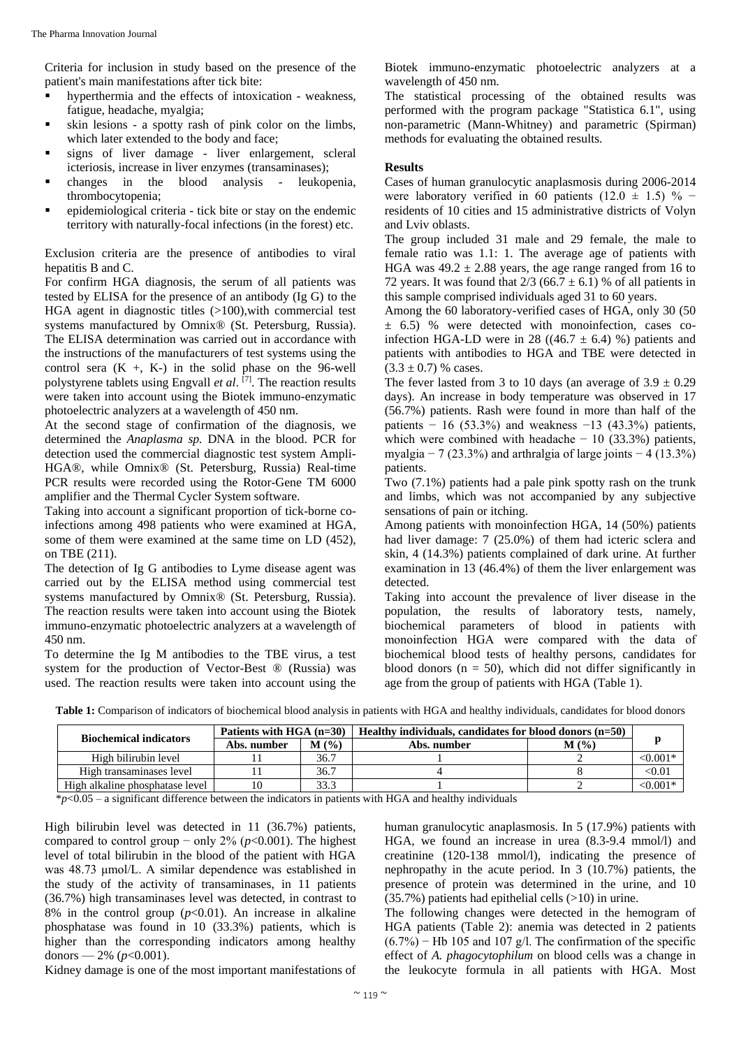Criteria for inclusion in study based on the presence of the patient's main manifestations after tick bite:

- hyperthermia and the effects of intoxication - weakness, fatigue, headache, myalgia;
- skin lesions - a spotty rash of pink color on the limbs, which later extended to the body and face;
- signs of liver damage - liver enlargement, scleral icteriosis, increase in liver enzymes (transaminases);
- changes in the blood analysis - leukopenia, thrombocytopenia;
- epidemiological criteria - tick bite or stay on the endemic territory with naturally-focal infections (in the forest) etc.

Exclusion criteria are the presence of antibodies to viral hepatitis B and C.

For confirm HGA diagnosis, the serum of all patients was tested by ELISA for the presence of an antibody (Ig G) to the HGA agent in diagnostic titles (>100),with commercial test systems manufactured by Omnix® (St. Petersburg, Russia). The ELISA determination was carried out in accordance with the instructions of the manufacturers of test systems using the control sera (K +, K-) in the solid phase on the 96-well polystyrene tablets using Engvall *et al*. [7]. The reaction results were taken into account using the Biotek immuno-enzymatic photoelectric analyzers at a wavelength of 450 nm.

At the second stage of confirmation of the diagnosis, we determined the *Anaplasma sp.* DNA in the blood. PCR for detection used the commercial diagnostic test system Ampli-HGA®, while Omnix® (St. Petersburg, Russia) Real-time PCR results were recorded using the Rotor-Gene TM 6000 amplifier and the Thermal Cycler System software.

Taking into account a significant proportion of tick-borne co-infections among 498 patients who were examined at HGA, some of them were examined at the same time on LD (452), on TBE (211).

The detection of Ig G antibodies to Lyme disease agent was carried out by the ELISA method using commercial test systems manufactured by Omnix® (St. Petersburg, Russia). The reaction results were taken into account using the Biotek immuno-enzymatic photoelectric analyzers at a wavelength of 450 nm.

To determine the Ig M antibodies to the TBE virus, a test system for the production of Vector-Best ® (Russia) was used. The reaction results were taken into account using the Biotek immuno-enzymatic photoelectric analyzers at a wavelength of 450 nm.

The statistical processing of the obtained results was performed with the program package "Statistica 6.1", using non-parametric (Mann-Whitney) and parametric (Spirman) methods for evaluating the obtained results.

## Results

Cases of human granulocytic anaplasmosis during 2006-2014 were laboratory verified in 60 patients (12.0 ± 1.5) % − residents of 10 cities and 15 administrative districts of Volyn and Lviv oblasts.

The group included 31 male and 29 female, the male to female ratio was 1.1: 1. The average age of patients with HGA was 49.2 ± 2.88 years, the age range ranged from 16 to 72 years. It was found that 2/3 (66.7 ± 6.1) % of all patients in this sample comprised individuals aged 31 to 60 years.

Among the 60 laboratory-verified cases of HGA, only 30 (50 ± 6.5) % were detected with monoinfection, cases co-infection HGA-LD were in 28 ((46.7 ± 6.4) %) patients and patients with antibodies to HGA and TBE were detected in (3.3 ± 0.7) % cases.

The fever lasted from 3 to 10 days (an average of 3.9 ± 0.29 days). An increase in body temperature was observed in 17 (56.7%) patients. Rash were found in more than half of the patients − 16 (53.3%) and weakness −13 (43.3%) patients, which were combined with headache − 10 (33.3%) patients, myalgia − 7 (23.3%) and arthralgia of large joints − 4 (13.3%) patients.

Two (7.1%) patients had a pale pink spotty rash on the trunk and limbs, which was not accompanied by any subjective sensations of pain or itching.

Among patients with monoinfection HGA, 14 (50%) patients had liver damage: 7 (25.0%) of them had icteric sclera and skin, 4 (14.3%) patients complained of dark urine. At further examination in 13 (46.4%) of them the liver enlargement was detected.

Taking into account the prevalence of liver disease in the population, the results of laboratory tests, namely, biochemical parameters of blood in patients with monoinfection HGA were compared with the data of biochemical blood tests of healthy persons, candidates for blood donors (n = 50), which did not differ significantly in age from the group of patients with HGA (Table 1).

**Table 1:** Comparison of indicators of biochemical blood analysis in patients with HGA and healthy individuals, candidates for blood donors

| Biochemical indicators | Patients with HGA (n=30) | | Healthy individuals, candidates for blood donors (n=50) | | p |
|---|---|---|---|---|---|
| | Abs. number | M (%) | Abs. number | M (%) | |
| High bilirubin level | 11 | 36.7 | 1 | 2 | <0.001* |
| High transaminases level | 11 | 36.7 | 4 | 8 | <0.01 |
| High alkaline phosphatase level | 10 | 33.3 | 1 | 2 | <0.001* |

*$p$<0.05 – a significant difference between the indicators in patients with HGA and healthy individuals

High bilirubin level was detected in 11 (36.7%) patients, compared to control group − only 2% ($p$<0.001). The highest level of total bilirubin in the blood of the patient with HGA was 48.73 μmol/L. A similar dependence was established in the study of the activity of transaminases, in 11 patients (36.7%) high transaminases level was detected, in contrast to 8% in the control group ($p$<0.01). An increase in alkaline phosphatase was found in 10 (33.3%) patients, which is higher than the corresponding indicators among healthy donors — 2% ($p$<0.001).

Kidney damage is one of the most important manifestations of human granulocytic anaplasmosis. In 5 (17.9%) patients with HGA, we found an increase in urea (8.3-9.4 mmol/l) and creatinine (120-138 mmol/l), indicating the presence of nephropathy in the acute period. In 3 (10.7%) patients, the presence of protein was determined in the urine, and 10 (35.7%) patients had epithelial cells (>10) in urine.

The following changes were detected in the hemogram of HGA patients (Table 2): anemia was detected in 2 patients (6.7%) − Hb 105 and 107 g/l. The confirmation of the specific effect of *A. phagocytophilum* on blood cells was a change in the leukocyte formula in all patients with HGA. Most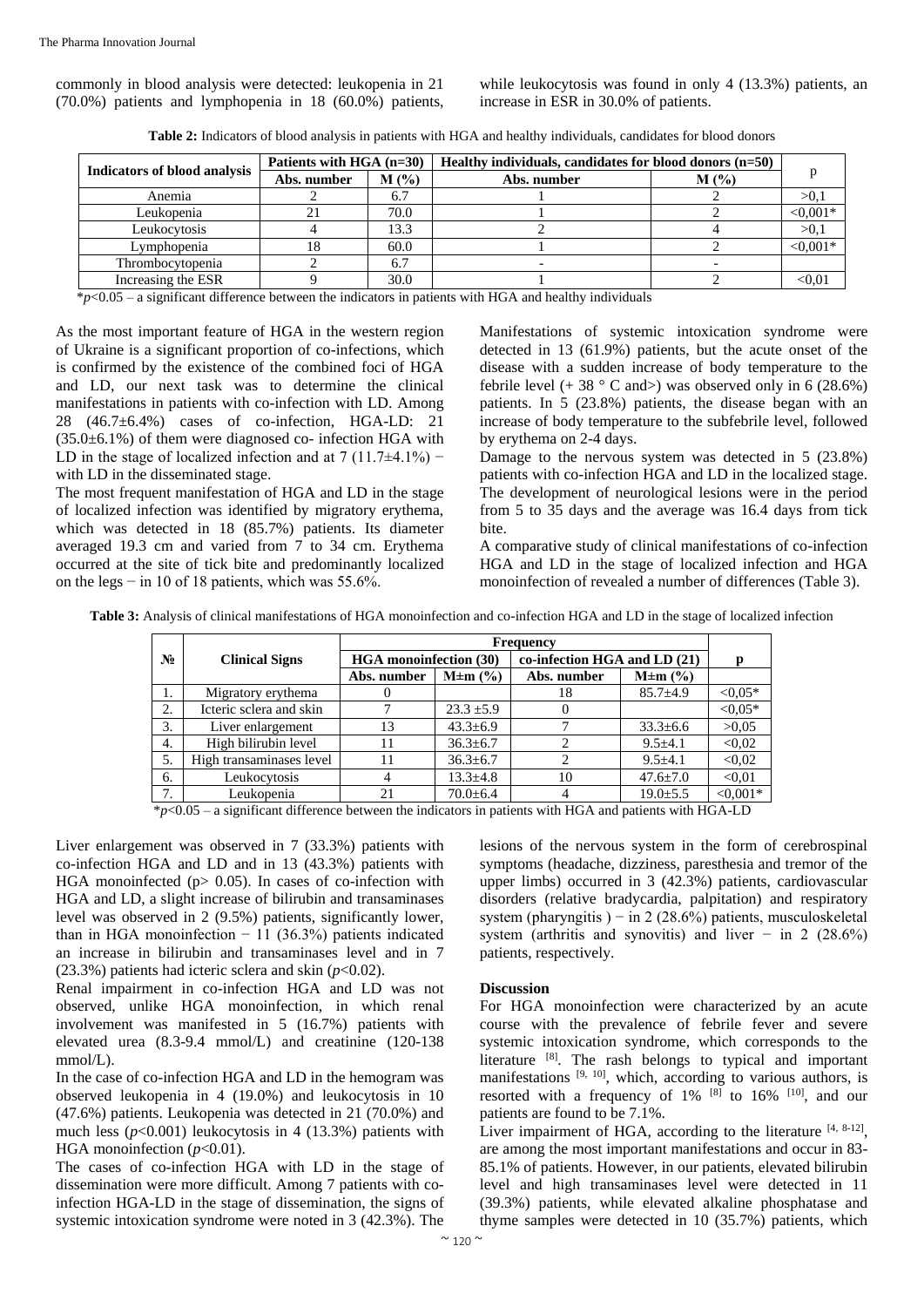commonly in blood analysis were detected: leukopenia in 21 (70.0%) patients and lymphopenia in 18 (60.0%) patients, while leukocytosis was found in only 4 (13.3%) patients, an increase in ESR in 30.0% of patients.

**Table 2:** Indicators of blood analysis in patients with HGA and healthy individuals, candidates for blood donors

| Indicators of blood analysis | Patients with HGA (n=30) | | Healthy individuals, candidates for blood donors (n=50) | | p |
|---|---|---|---|---|---|
| | Abs. number | M (%) | Abs. number | M (%) | |
| Anemia | 2 | 6.7 | 1 | 2 | >0,1 |
| Leukopenia | 21 | 70.0 | 1 | 2 | <0,001* |
| Leukocytosis | 4 | 13.3 | 2 | 4 | >0,1 |
| Lymphopenia | 18 | 60.0 | 1 | 2 | <0,001* |
| Thrombocytopenia | 2 | 6.7 | - | - | |
| Increasing the ESR | 9 | 30.0 | 1 | 2 | <0,01 |

*$p<0.05$ – a significant difference between the indicators in patients with HGA and healthy individuals

As the most important feature of HGA in the western region of Ukraine is a significant proportion of co-infections, which is confirmed by the existence of the combined foci of HGA and LD, our next task was to determine the clinical manifestations in patients with co-infection with LD. Among 28 (46.7±6.4%) cases of co-infection, HGA-LD: 21 (35.0±6.1%) of them were diagnosed co- infection HGA with LD in the stage of localized infection and at 7 (11.7±4.1%) − with LD in the disseminated stage.

The most frequent manifestation of HGA and LD in the stage of localized infection was identified by migratory erythema, which was detected in 18 (85.7%) patients. Its diameter averaged 19.3 cm and varied from 7 to 34 cm. Erythema occurred at the site of tick bite and predominantly localized on the legs − in 10 of 18 patients, which was 55.6%.

Manifestations of systemic intoxication syndrome were detected in 13 (61.9%) patients, but the acute onset of the disease with a sudden increase of body temperature to the febrile level (+ 38 ° C and>) was observed only in 6 (28.6%) patients. In 5 (23.8%) patients, the disease began with an increase of body temperature to the subfebrile level, followed by erythema on 2-4 days.

Damage to the nervous system was detected in 5 (23.8%) patients with co-infection HGA and LD in the localized stage. The development of neurological lesions were in the period from 5 to 35 days and the average was 16.4 days from tick bite.

A comparative study of clinical manifestations of co-infection HGA and LD in the stage of localized infection and HGA monoinfection of revealed a number of differences (Table 3).

**Table 3:** Analysis of clinical manifestations of HGA monoinfection and co-infection HGA and LD in the stage of localized infection

| № | Clinical Signs | Frequency | | | | p |
|---|---|---|---|---|---|---|
| | | HGA monoinfection (30) | | co-infection HGA and LD (21) | | |
| | | Abs. number | M±m (%) | Abs. number | M±m (%) | |
| 1. | Migratory erythema | 0 | | 18 | 85.7±4.9 | <0,05* |
| 2. | Icteric sclera and skin | 7 | 23.3 ±5.9 | 0 | | <0,05* |
| 3. | Liver enlargement | 13 | 43.3±6.9 | 7 | 33.3±6.6 | >0,05 |
| 4. | High bilirubin level | 11 | 36.3±6.7 | 2 | 9.5±4.1 | <0,02 |
| 5. | High transaminases level | 11 | 36.3±6.7 | 2 | 9.5±4.1 | <0,02 |
| 6. | Leukocytosis | 4 | 13.3±4.8 | 10 | 47.6±7.0 | <0,01 |
| 7. | Leukopenia | 21 | 70.0±6.4 | 4 | 19.0±5.5 | <0,001* |

*$p<0.05$ – a significant difference between the indicators in patients with HGA and patients with HGA-LD

Liver enlargement was observed in 7 (33.3%) patients with co-infection HGA and LD and in 13 (43.3%) patients with HGA monoinfected ($p > 0.05$). In cases of co-infection with HGA and LD, a slight increase of bilirubin and transaminases level was observed in 2 (9.5%) patients, significantly lower, than in HGA monoinfection − 11 (36.3%) patients indicated an increase in bilirubin and transaminases level and in 7 (23.3%) patients had icteric sclera and skin ($p<0.02$).

Renal impairment in co-infection HGA and LD was not observed, unlike HGA monoinfection, in which renal involvement was manifested in 5 (16.7%) patients with elevated urea (8.3-9.4 mmol/L) and creatinine (120-138 mmol/L).

In the case of co-infection HGA and LD in the hemogram was observed leukopenia in 4 (19.0%) and leukocytosis in 10 (47.6%) patients. Leukopenia was detected in 21 (70.0%) and much less ($p<0.001$) leukocytosis in 4 (13.3%) patients with HGA monoinfection ($p<0.01$).

The cases of co-infection HGA with LD in the stage of dissemination were more difficult. Among 7 patients with co-infection HGA-LD in the stage of dissemination, the signs of systemic intoxication syndrome were noted in 3 (42.3%). The lesions of the nervous system in the form of cerebrospinal symptoms (headache, dizziness, paresthesia and tremor of the upper limbs) occurred in 3 (42.3%) patients, cardiovascular disorders (relative bradycardia, palpitation) and respiratory system (pharyngitis ) − in 2 (28.6%) patients, musculoskeletal system (arthritis and synovitis) and liver − in 2 (28.6%) patients, respectively.

## Discussion

For HGA monoinfection were characterized by an acute course with the prevalence of febrile fever and severe systemic intoxication syndrome, which corresponds to the literature [8]. The rash belongs to typical and important manifestations [9, 10], which, according to various authors, is resorted with a frequency of 1% [8] to 16% [10], and our patients are found to be 7.1%.

Liver impairment of HGA, according to the literature [4, 8-12], are among the most important manifestations and occur in 83-85.1% of patients. However, in our patients, elevated bilirubin level and high transaminases level were detected in 11 (39.3%) patients, while elevated alkaline phosphatase and thyme samples were detected in 10 (35.7%) patients, which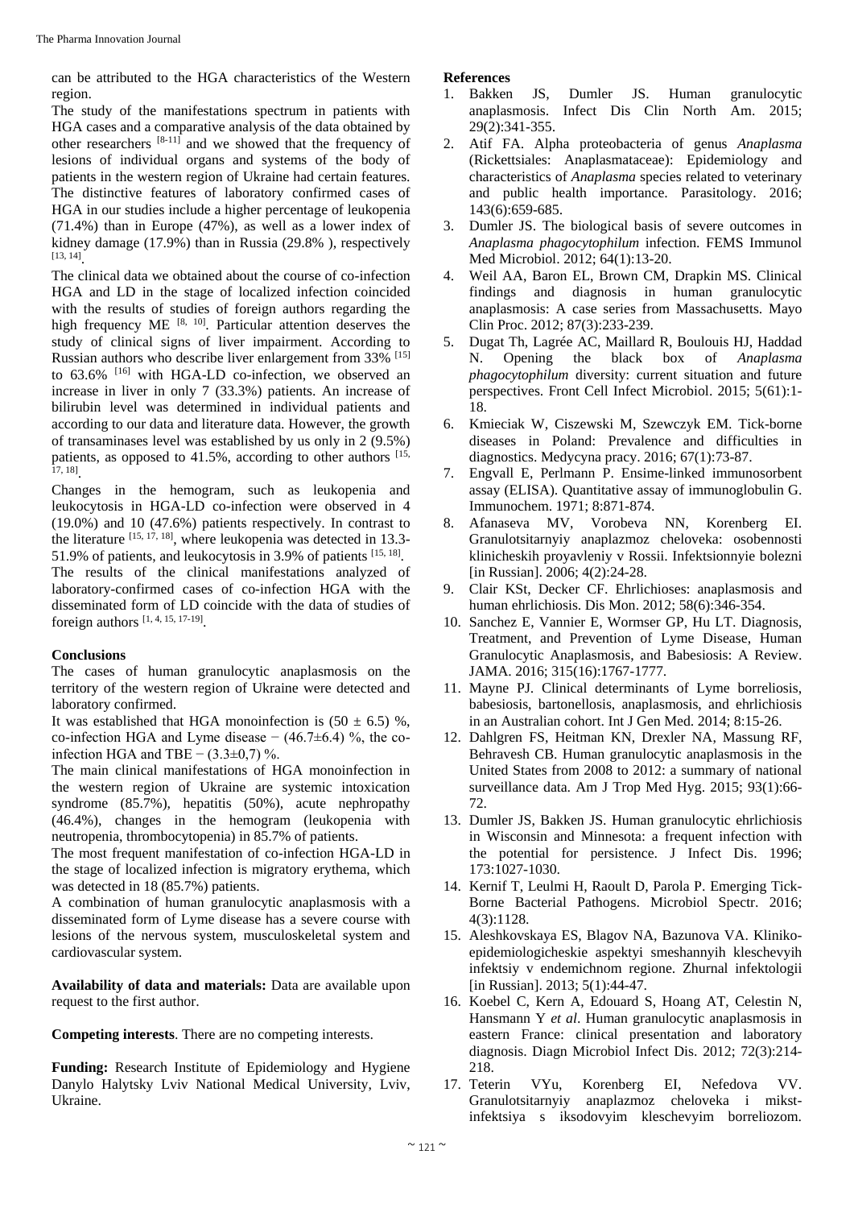can be attributed to the HGA characteristics of the Western region.

The study of the manifestations spectrum in patients with HGA cases and a comparative analysis of the data obtained by other researchers [8-11] and we showed that the frequency of lesions of individual organs and systems of the body of patients in the western region of Ukraine had certain features. The distinctive features of laboratory confirmed cases of HGA in our studies include a higher percentage of leukopenia (71.4%) than in Europe (47%), as well as a lower index of kidney damage (17.9%) than in Russia (29.8% ), respectively [13, 14].

The clinical data we obtained about the course of co-infection HGA and LD in the stage of localized infection coincided with the results of studies of foreign authors regarding the high frequency ME [8, 10]. Particular attention deserves the study of clinical signs of liver impairment. According to Russian authors who describe liver enlargement from 33% [15] to 63.6% [16] with HGA-LD co-infection, we observed an increase in liver in only 7 (33.3%) patients. An increase of bilirubin level was determined in individual patients and according to our data and literature data. However, the growth of transaminases level was established by us only in 2 (9.5%) patients, as opposed to 41.5%, according to other authors [15, 17, 18].

Changes in the hemogram, such as leukopenia and leukocytosis in HGA-LD co-infection were observed in 4 (19.0%) and 10 (47.6%) patients respectively. In contrast to the literature [15, 17, 18], where leukopenia was detected in 13.3-51.9% of patients, and leukocytosis in 3.9% of patients [15, 18].

The results of the clinical manifestations analyzed of laboratory-confirmed cases of co-infection HGA with the disseminated form of LD coincide with the data of studies of foreign authors [1, 4, 15, 17-19].

## Conclusions

The cases of human granulocytic anaplasmosis on the territory of the western region of Ukraine were detected and laboratory confirmed.

It was established that HGA monoinfection is $(50 \pm 6.5)$ %, co-infection HGA and Lyme disease − $(46.7\pm6.4)$ %, the co-infection HGA and TBE − $(3.3\pm0,7)$ %.

The main clinical manifestations of HGA monoinfection in the western region of Ukraine are systemic intoxication syndrome (85.7%), hepatitis (50%), acute nephropathy (46.4%), changes in the hemogram (leukopenia with neutropenia, thrombocytopenia) in 85.7% of patients.

The most frequent manifestation of co-infection HGA-LD in the stage of localized infection is migratory erythema, which was detected in 18 (85.7%) patients.

A combination of human granulocytic anaplasmosis with a disseminated form of Lyme disease has a severe course with lesions of the nervous system, musculoskeletal system and cardiovascular system.

**Availability of data and materials:** Data are available upon request to the first author.

**Competing interests**. There are no competing interests.

**Funding:** Research Institute of Epidemiology and Hygiene Danylo Halytsky Lviv National Medical University, Lviv, Ukraine.

## References

1. Bakken JS, Dumler JS. Human granulocytic anaplasmosis. Infect Dis Clin North Am. 2015; 29(2):341-355.
2. Atif FA. Alpha proteobacteria of genus *Anaplasma* (Rickettsiales: Anaplasmataceae): Epidemiology and characteristics of *Anaplasma* species related to veterinary and public health importance. Parasitology. 2016; 143(6):659-685.
3. Dumler JS. The biological basis of severe outcomes in *Anaplasma phagocytophilum* infection. FEMS Immunol Med Microbiol. 2012; 64(1):13-20.
4. Weil AA, Baron EL, Brown CM, Drapkin MS. Clinical findings and diagnosis in human granulocytic anaplasmosis: A case series from Massachusetts. Mayo Clin Proc. 2012; 87(3):233-239.
5. Dugat Th, Lagrée AC, Maillard R, Boulouis HJ, Haddad N. Opening the black box of *Anaplasma phagocytophilum* diversity: current situation and future perspectives. Front Cell Infect Microbiol. 2015; 5(61):1-18.
6. Kmieciak W, Ciszewski M, Szewczyk EM. Tick-borne diseases in Poland: Prevalence and difficulties in diagnostics. Medycyna pracy. 2016; 67(1):73-87.
7. Engvall E, Perlmann P. Ensime-linked immunosorbent assay (ELISA). Quantitative assay of immunoglobulin G. Immunochem. 1971; 8:871-874.
8. Afanaseva MV, Vorobeva NN, Korenberg EI. Granulotsitarnyiy anaplazmoz cheloveka: osobennosti klinicheskih proyavleniy v Rossii. Infektsionnyie bolezni [in Russian]. 2006; 4(2):24-28.
9. Clair KSt, Decker CF. Ehrlichioses: anaplasmosis and human ehrlichiosis. Dis Mon. 2012; 58(6):346-354.
10. Sanchez E, Vannier E, Wormser GP, Hu LT. Diagnosis, Treatment, and Prevention of Lyme Disease, Human Granulocytic Anaplasmosis, and Babesiosis: A Review. JAMA. 2016; 315(16):1767-1777.
11. Mayne PJ. Clinical determinants of Lyme borreliosis, babesiosis, bartonellosis, anaplasmosis, and ehrlichiosis in an Australian cohort. Int J Gen Med. 2014; 8:15-26.
12. Dahlgren FS, Heitman KN, Drexler NA, Massung RF, Behravesh CB. Human granulocytic anaplasmosis in the United States from 2008 to 2012: a summary of national surveillance data. Am J Trop Med Hyg. 2015; 93(1):66-72.
13. Dumler JS, Bakken JS. Human granulocytic ehrlichiosis in Wisconsin and Minnesota: a frequent infection with the potential for persistence. J Infect Dis. 1996; 173:1027-1030.
14. Kernif T, Leulmi H, Raoult D, Parola P. Emerging Tick-Borne Bacterial Pathogens. Microbiol Spectr. 2016; 4(3):1128.
15. Aleshkovskaya ES, Blagov NA, Bazunova VA. Kliniko-epidemiologicheskie aspektyi smeshannyih kleschevyih infektsiy v endemichnom regione. Zhurnal infektologii [in Russian]. 2013; 5(1):44-47.
16. Koebel C, Kern A, Edouard S, Hoang AT, Celestin N, Hansmann Y *et al*. Human granulocytic anaplasmosis in eastern France: clinical presentation and laboratory diagnosis. Diagn Microbiol Infect Dis. 2012; 72(3):214-218.
17. Teterin VYu, Korenberg EI, Nefedova VV. Granulotsitarnyiy anaplazmoz cheloveka i mikst-infektsiya s iksodovyim kleschevyim borreliozom.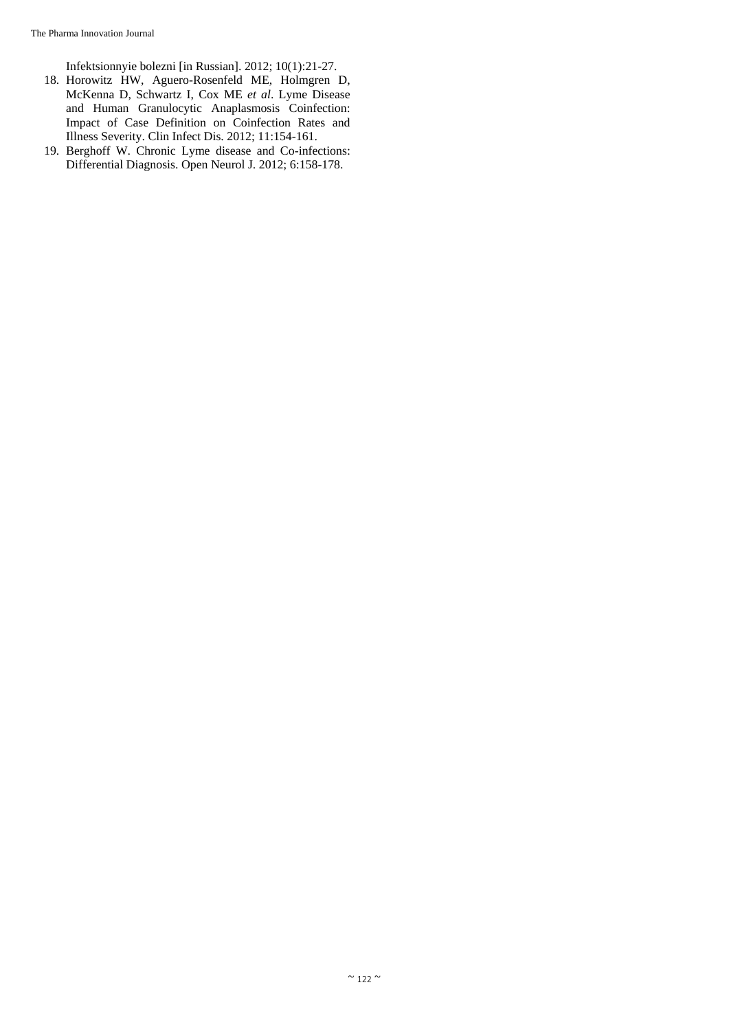Infektsionnyie bolezni [in Russian]. 2012; 10(1):21-27.

18. Horowitz HW, Aguero-Rosenfeld ME, Holmgren D, McKenna D, Schwartz I, Cox ME *et al*. Lyme Disease and Human Granulocytic Anaplasmosis Coinfection: Impact of Case Definition on Coinfection Rates and Illness Severity. Clin Infect Dis. 2012; 11:154-161.
19. Berghoff W. Chronic Lyme disease and Co-infections: Differential Diagnosis. Open Neurol J. 2012; 6:158-178.